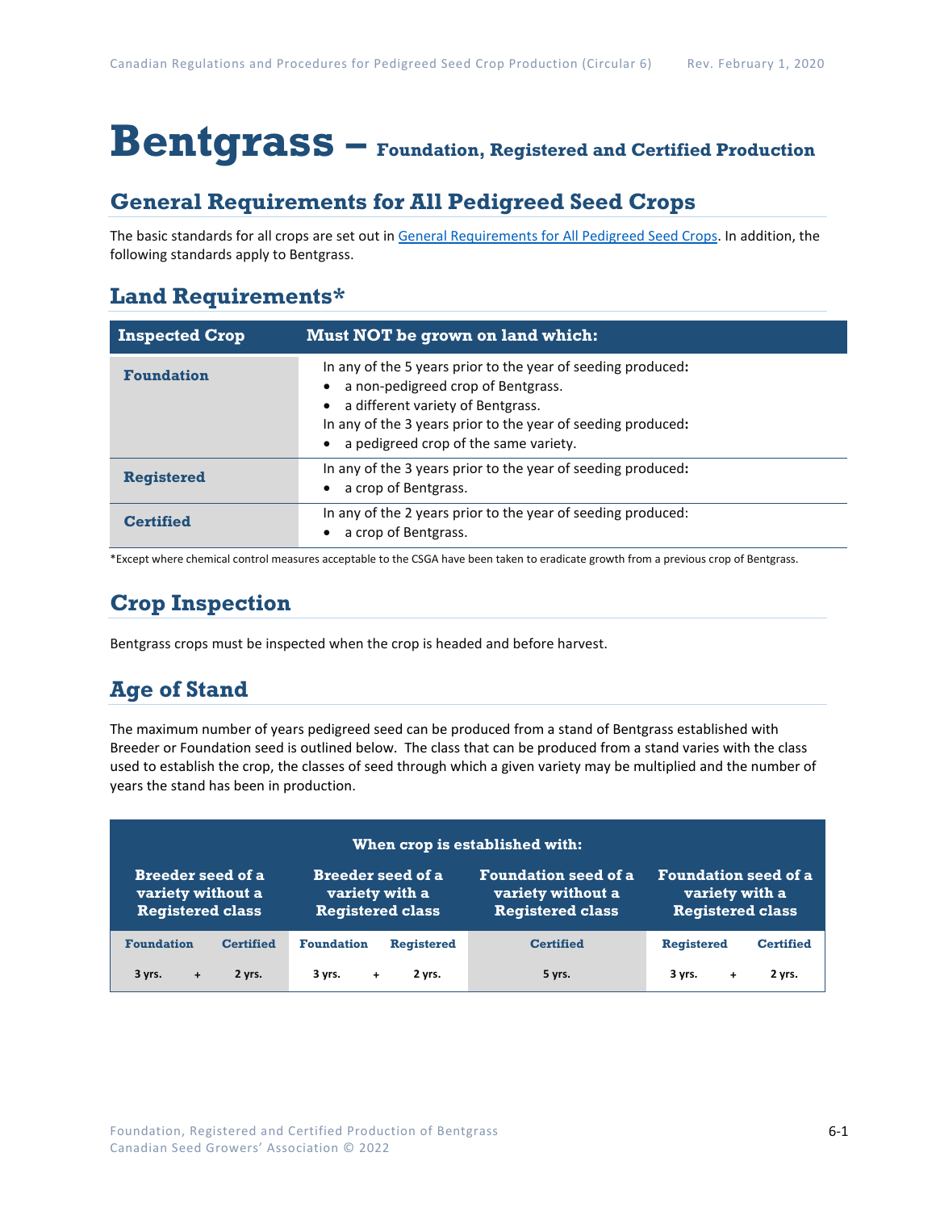# Bentgrass – Foundation, Registered and Certified Production

## General Requirements for All Pedigreed Seed Crops

The basic standards for all crops are set out in [General Requirements for All Pedigreed Seed Crops](). In addition, the following standards apply to Bentgrass.

## Land Requirements*

| Inspected Crop | Must NOT be grown on land which: |
|---|---|
| **Foundation** | In any of the 5 years prior to the year of seeding produced:<br>• a non-pedigreed crop of Bentgrass.<br>• a different variety of Bentgrass.<br>In any of the 3 years prior to the year of seeding produced:<br>• a pedigreed crop of the same variety. |
| **Registered** | In any of the 3 years prior to the year of seeding produced:<br>• a crop of Bentgrass. |
| **Certified** | In any of the 2 years prior to the year of seeding produced:<br>• a crop of Bentgrass. |

*Except where chemical control measures acceptable to the CSGA have been taken to eradicate growth from a previous crop of Bentgrass.

## Crop Inspection

Bentgrass crops must be inspected when the crop is headed and before harvest.

## Age of Stand

The maximum number of years pedigreed seed can be produced from a stand of Bentgrass established with Breeder or Foundation seed is outlined below. The class that can be produced from a stand varies with the class used to establish the crop, the classes of seed through which a given variety may be multiplied and the number of years the stand has been in production.

| When crop is established with: | | | | | | | | | | |
|---|---|---|---|---|---|---|---|---|---|---|
| Breeder seed of a variety without a Registered class | | | Breeder seed of a variety with a Registered class | | | Foundation seed of a variety without a Registered class | Foundation seed of a variety with a Registered class | | | |
| Foundation | | Certified | Foundation | | Registered | Certified | Registered | | Certified | |
| 3 yrs. | + | 2 yrs. | 3 yrs. | + | 2 yrs. | 5 yrs. | 3 yrs. | + | 2 yrs. | |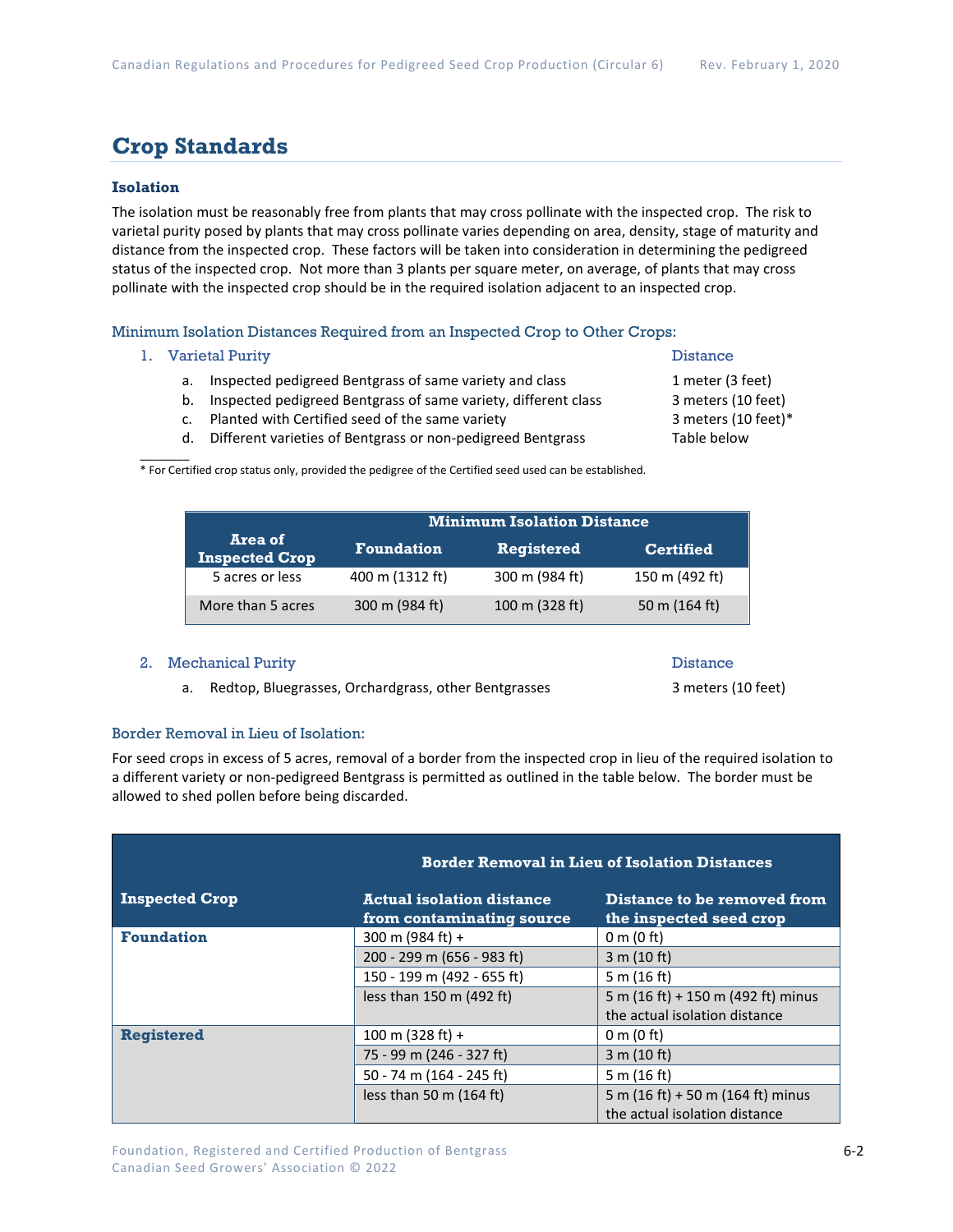# Crop Standards

### Isolation

The isolation must be reasonably free from plants that may cross pollinate with the inspected crop. The risk to varietal purity posed by plants that may cross pollinate varies depending on area, density, stage of maturity and distance from the inspected crop. These factors will be taken into consideration in determining the pedigreed status of the inspected crop. Not more than 3 plants per square meter, on average, of plants that may cross pollinate with the inspected crop should be in the required isolation adjacent to an inspected crop.

#### Minimum Isolation Distances Required from an Inspected Crop to Other Crops:

1. Varietal Purity — Distance
   a. Inspected pedigreed Bentgrass of same variety and class — 1 meter (3 feet)
   b. Inspected pedigreed Bentgrass of same variety, different class — 3 meters (10 feet)
   c. Planted with Certified seed of the same variety — 3 meters (10 feet)*
   d. Different varieties of Bentgrass or non-pedigreed Bentgrass — Table below

\* For Certified crop status only, provided the pedigree of the Certified seed used can be established.

| Area of Inspected Crop | Minimum Isolation Distance | | |
|---|---|---|---|
| | Foundation | Registered | Certified |
| 5 acres or less | 400 m (1312 ft) | 300 m (984 ft) | 150 m (492 ft) |
| More than 5 acres | 300 m (984 ft) | 100 m (328 ft) | 50 m (164 ft) |

2. Mechanical Purity — Distance
   a. Redtop, Bluegrasses, Orchardgrass, other Bentgrasses — 3 meters (10 feet)

#### Border Removal in Lieu of Isolation:

For seed crops in excess of 5 acres, removal of a border from the inspected crop in lieu of the required isolation to a different variety or non-pedigreed Bentgrass is permitted as outlined in the table below. The border must be allowed to shed pollen before being discarded.

| Inspected Crop | Border Removal in Lieu of Isolation Distances | |
|---|---|---|
| | Actual isolation distance from contaminating source | Distance to be removed from the inspected seed crop |
| **Foundation** | 300 m (984 ft) + | 0 m (0 ft) |
| | 200 - 299 m (656 - 983 ft) | 3 m (10 ft) |
| | 150 - 199 m (492 - 655 ft) | 5 m (16 ft) |
| | less than 150 m (492 ft) | 5 m (16 ft) + 150 m (492 ft) minus the actual isolation distance |
| **Registered** | 100 m (328 ft) + | 0 m (0 ft) |
| | 75 - 99 m (246 - 327 ft) | 3 m (10 ft) |
| | 50 - 74 m (164 - 245 ft) | 5 m (16 ft) |
| | less than 50 m (164 ft) | 5 m (16 ft) + 50 m (164 ft) minus the actual isolation distance |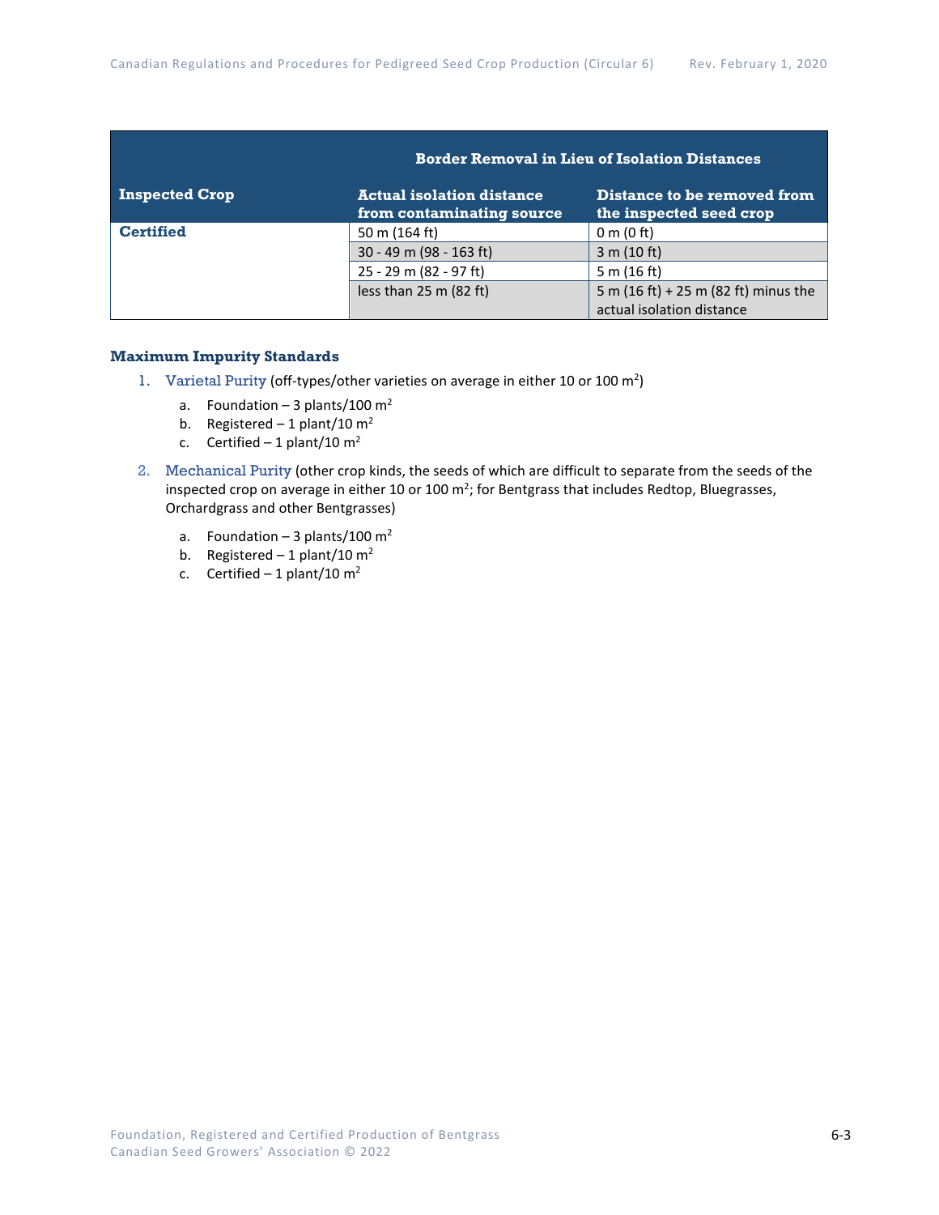| Inspected Crop | Border Removal in Lieu of Isolation Distances | |
|---|---|---|
| | **Actual isolation distance from contaminating source** | **Distance to be removed from the inspected seed crop** |
| **Certified** | 50 m (164 ft) | 0 m (0 ft) |
| | 30 - 49 m (98 - 163 ft) | 3 m (10 ft) |
| | 25 - 29 m (82 - 97 ft) | 5 m (16 ft) |
| | less than 25 m (82 ft) | 5 m (16 ft) + 25 m (82 ft) minus the actual isolation distance |

### Maximum Impurity Standards

1. Varietal Purity (off-types/other varieties on average in either 10 or 100 $m^2$)
   a. Foundation – 3 plants/100 $m^2$
   b. Registered – 1 plant/10 $m^2$
   c. Certified – 1 plant/10 $m^2$

2. Mechanical Purity (other crop kinds, the seeds of which are difficult to separate from the seeds of the inspected crop on average in either 10 or 100 $m^2$; for Bentgrass that includes Redtop, Bluegrasses, Orchardgrass and other Bentgrasses)
   a. Foundation – 3 plants/100 $m^2$
   b. Registered – 1 plant/10 $m^2$
   c. Certified – 1 plant/10 $m^2$